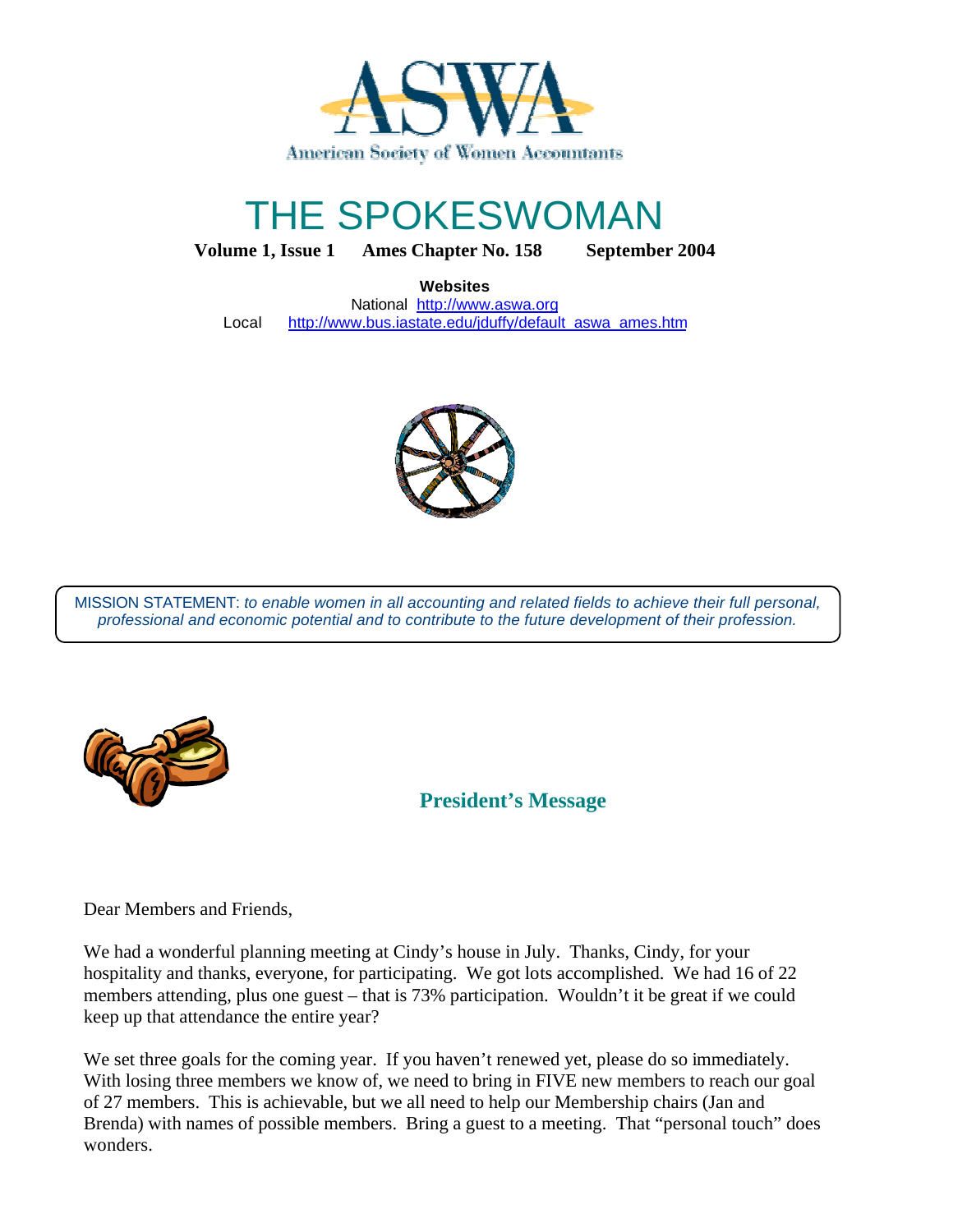ASWA

American Society of Women Accountants

# THE SPOKESWOMAN

**Volume 1, Issue 1 Ames Chapter No. 158 September 2004**

**Websites**

National http://www.aswa.org

Local http://www.bus.iastate.edu/jduffy/default_aswa_ames.htm

MISSION STATEMENT: *to enable women in all accounting and related fields to achieve their full personal, professional and economic potential and to contribute to the future development of their profession.*

## President's Message

Dear Members and Friends,

We had a wonderful planning meeting at Cindy's house in July. Thanks, Cindy, for your hospitality and thanks, everyone, for participating. We got lots accomplished. We had 16 of 22 members attending, plus one guest – that is 73% participation. Wouldn't it be great if we could keep up that attendance the entire year?

We set three goals for the coming year. If you haven't renewed yet, please do so immediately. With losing three members we know of, we need to bring in FIVE new members to reach our goal of 27 members. This is achievable, but we all need to help our Membership chairs (Jan and Brenda) with names of possible members. Bring a guest to a meeting. That "personal touch" does wonders.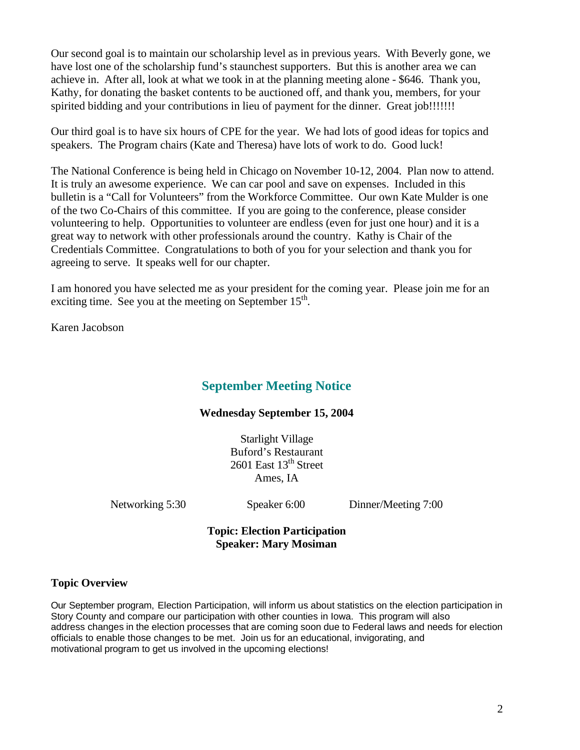Our second goal is to maintain our scholarship level as in previous years. With Beverly gone, we have lost one of the scholarship fund's staunchest supporters. But this is another area we can achieve in. After all, look at what we took in at the planning meeting alone - $646. Thank you, Kathy, for donating the basket contents to be auctioned off, and thank you, members, for your spirited bidding and your contributions in lieu of payment for the dinner. Great job!!!!!!!

Our third goal is to have six hours of CPE for the year. We had lots of good ideas for topics and speakers. The Program chairs (Kate and Theresa) have lots of work to do. Good luck!

The National Conference is being held in Chicago on November 10-12, 2004. Plan now to attend. It is truly an awesome experience. We can car pool and save on expenses. Included in this bulletin is a "Call for Volunteers" from the Workforce Committee. Our own Kate Mulder is one of the two Co-Chairs of this committee. If you are going to the conference, please consider volunteering to help. Opportunities to volunteer are endless (even for just one hour) and it is a great way to network with other professionals around the country. Kathy is Chair of the Credentials Committee. Congratulations to both of you for your selection and thank you for agreeing to serve. It speaks well for our chapter.

I am honored you have selected me as your president for the coming year. Please join me for an exciting time. See you at the meeting on September 15th.

Karen Jacobson

## September Meeting Notice

**Wednesday September 15, 2004**

Starlight Village
Buford's Restaurant
2601 East 13th Street
Ames, IA

Networking 5:30 | Speaker 6:00 | Dinner/Meeting 7:00

**Topic: Election Participation**
**Speaker: Mary Mosiman**

### Topic Overview

Our September program, Election Participation, will inform us about statistics on the election participation in Story County and compare our participation with other counties in Iowa. This program will also address changes in the election processes that are coming soon due to Federal laws and needs for election officials to enable those changes to be met. Join us for an educational, invigorating, and motivational program to get us involved in the upcoming elections!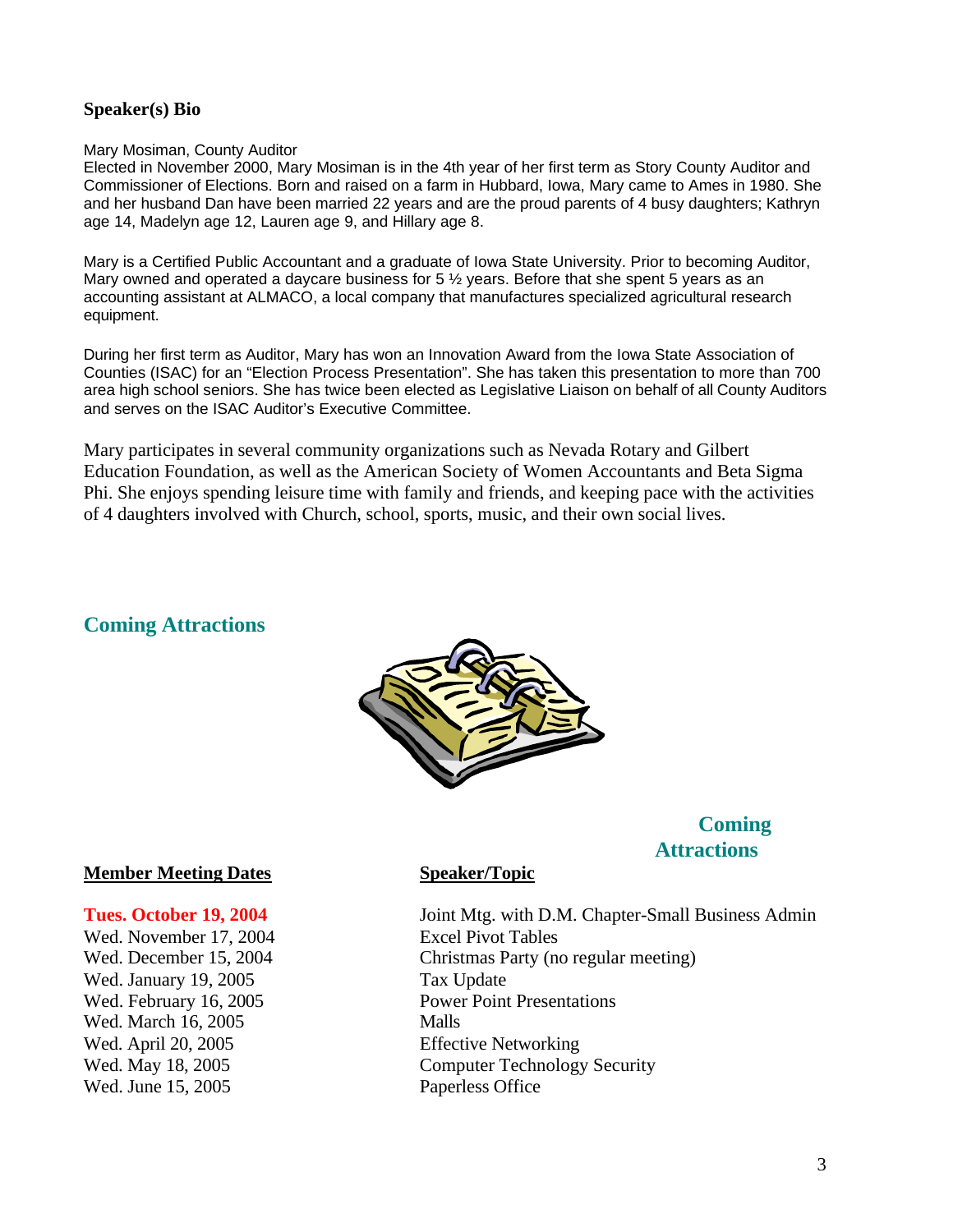### Speaker(s) Bio

Mary Mosiman, County Auditor

Elected in November 2000, Mary Mosiman is in the 4th year of her first term as Story County Auditor and Commissioner of Elections. Born and raised on a farm in Hubbard, Iowa, Mary came to Ames in 1980. She and her husband Dan have been married 22 years and are the proud parents of 4 busy daughters; Kathryn age 14, Madelyn age 12, Lauren age 9, and Hillary age 8.

Mary is a Certified Public Accountant and a graduate of Iowa State University. Prior to becoming Auditor, Mary owned and operated a daycare business for 5 ½ years. Before that she spent 5 years as an accounting assistant at ALMACO, a local company that manufactures specialized agricultural research equipment.

During her first term as Auditor, Mary has won an Innovation Award from the Iowa State Association of Counties (ISAC) for an "Election Process Presentation". She has taken this presentation to more than 700 area high school seniors. She has twice been elected as Legislative Liaison on behalf of all County Auditors and serves on the ISAC Auditor's Executive Committee.

Mary participates in several community organizations such as Nevada Rotary and Gilbert Education Foundation, as well as the American Society of Women Accountants and Beta Sigma Phi. She enjoys spending leisure time with family and friends, and keeping pace with the activities of 4 daughters involved with Church, school, sports, music, and their own social lives.

## Coming Attractions

| Member Meeting Dates | Speaker/Topic |
|---|---|
| **Tues. October 19, 2004** | Joint Mtg. with D.M. Chapter-Small Business Admin |
| Wed. November 17, 2004 | Excel Pivot Tables |
| Wed. December 15, 2004 | Christmas Party (no regular meeting) |
| Wed. January 19, 2005 | Tax Update |
| Wed. February 16, 2005 | Power Point Presentations |
| Wed. March 16, 2005 | Malls |
| Wed. April 20, 2005 | Effective Networking |
| Wed. May 18, 2005 | Computer Technology Security |
| Wed. June 15, 2005 | Paperless Office |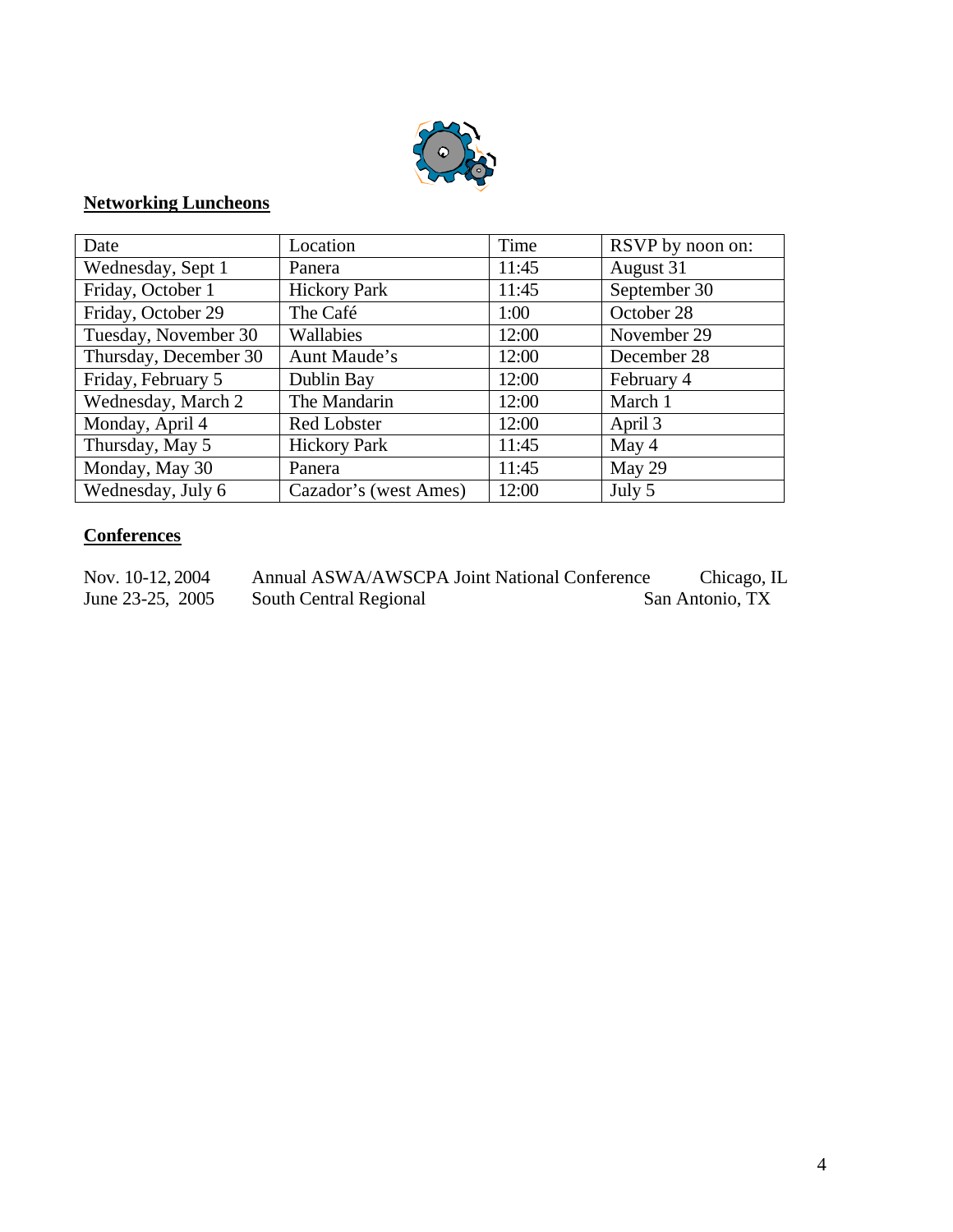## Networking Luncheons

| Date | Location | Time | RSVP by noon on: |
|---|---|---|---|
| Wednesday, Sept 1 | Panera | 11:45 | August 31 |
| Friday, October 1 | Hickory Park | 11:45 | September 30 |
| Friday, October 29 | The Café | 1:00 | October 28 |
| Tuesday, November 30 | Wallabies | 12:00 | November 29 |
| Thursday, December 30 | Aunt Maude's | 12:00 | December 28 |
| Friday, February 5 | Dublin Bay | 12:00 | February 4 |
| Wednesday, March 2 | The Mandarin | 12:00 | March 1 |
| Monday, April 4 | Red Lobster | 12:00 | April 3 |
| Thursday, May 5 | Hickory Park | 11:45 | May 4 |
| Monday, May 30 | Panera | 11:45 | May 29 |
| Wednesday, July 6 | Cazador's (west Ames) | 12:00 | July 5 |

## Conferences

| | | |
|---|---|---|
| Nov. 10-12, 2004 | Annual ASWA/AWSCPA Joint National Conference | Chicago, IL |
| June 23-25, 2005 | South Central Regional | San Antonio, TX |